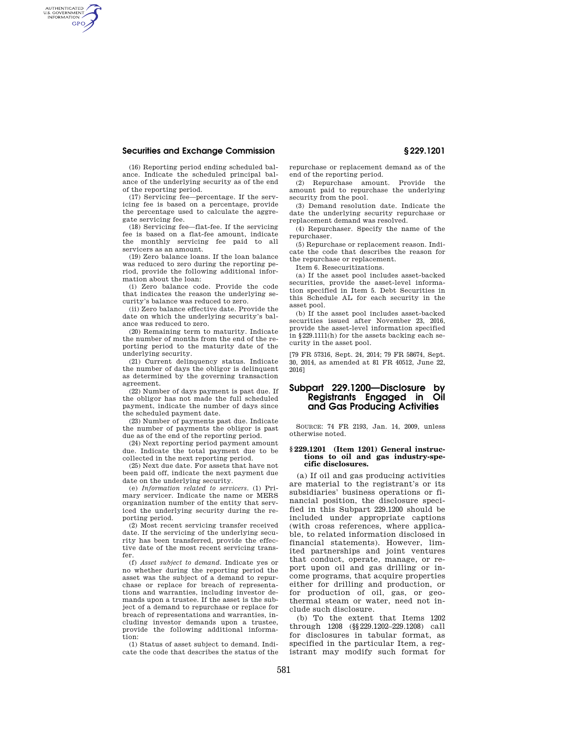(16) Reporting period ending scheduled balance. Indicate the scheduled principal balance of the underlying security as of the end of the reporting period.

(17) Servicing fee—percentage. If the servicing fee is based on a percentage, provide the percentage used to calculate the aggregate servicing fee.

(18) Servicing fee—flat-fee. If the servicing fee is based on a flat-fee amount, indicate the monthly servicing fee paid to all servicers as an amount.

(19) Zero balance loans. If the loan balance was reduced to zero during the reporting period, provide the following additional information about the loan:

(i) Zero balance code. Provide the code that indicates the reason the underlying security's balance was reduced to zero.

(ii) Zero balance effective date. Provide the date on which the underlying security's balance was reduced to zero.

(20) Remaining term to maturity. Indicate the number of months from the end of the reporting period to the maturity date of the underlying security.

(21) Current delinquency status. Indicate the number of days the obligor is delinquent as determined by the governing transaction agreement.

(22) Number of days payment is past due. If the obligor has not made the full scheduled payment, indicate the number of days since the scheduled payment date.

(23) Number of payments past due. Indicate the number of payments the obligor is past due as of the end of the reporting period.

(24) Next reporting period payment amount due. Indicate the total payment due to be collected in the next reporting period.

(25) Next due date. For assets that have not been paid off, indicate the next payment due date on the underlying security.

(e) *Information related to servicers.* (1) Primary servicer. Indicate the name or MERS organization number of the entity that serviced the underlying security during the reporting period.

(2) Most recent servicing transfer received date. If the servicing of the underlying security has been transferred, provide the effective date of the most recent servicing transfer.

(f) *Asset subject to demand.* Indicate yes or no whether during the reporting period the asset was the subject of a demand to repurchase or replace for breach of representations and warranties, including investor demands upon a trustee. If the asset is the subject of a demand to repurchase or replace for breach of representations and warranties, including investor demands upon a trustee, provide the following additional information:

(1) Status of asset subject to demand. Indicate the code that describes the status of the repurchase or replacement demand as of the end of the reporting period.

(2) Repurchase amount. Provide the amount paid to repurchase the underlying security from the pool.

(3) Demand resolution date. Indicate the date the underlying security repurchase or replacement demand was resolved.

(4) Repurchaser. Specify the name of the repurchaser.

(5) Repurchase or replacement reason. Indicate the code that describes the reason for the repurchase or replacement.

Item 6. Resecuritizations.

(a) If the asset pool includes asset-backed securities, provide the asset-level information specified in Item 5. Debt Securities in this Schedule AL for each security in the asset pool.

(b) If the asset pool includes asset-backed securities issued after November 23, 2016, provide the asset-level information specified in §229.1111(h) for the assets backing each security in the asset pool.

[79 FR 57316, Sept. 24, 2014; 79 FR 58674, Sept. 30, 2014, as amended at 81 FR 40512, June 22, 2016]

## Subpart 229.1200—Disclosure by Registrants Engaged in Oil and Gas Producing Activities

SOURCE: 74 FR 2193, Jan. 14, 2009, unless otherwise noted.

### § 229.1201 (Item 1201) General instructions to oil and gas industry-specific disclosures.

(a) If oil and gas producing activities are material to the registrant's or its subsidiaries' business operations or financial position, the disclosure specified in this Subpart 229.1200 should be included under appropriate captions (with cross references, where applicable, to related information disclosed in financial statements). However, limited partnerships and joint ventures that conduct, operate, manage, or report upon oil and gas drilling or income programs, that acquire properties either for drilling and production, or for production of oil, gas, or geothermal steam or water, need not include such disclosure.

(b) To the extent that Items 1202 through 1208 (§§229.1202–229.1208) call for disclosures in tabular format, as specified in the particular Item, a registrant may modify such format for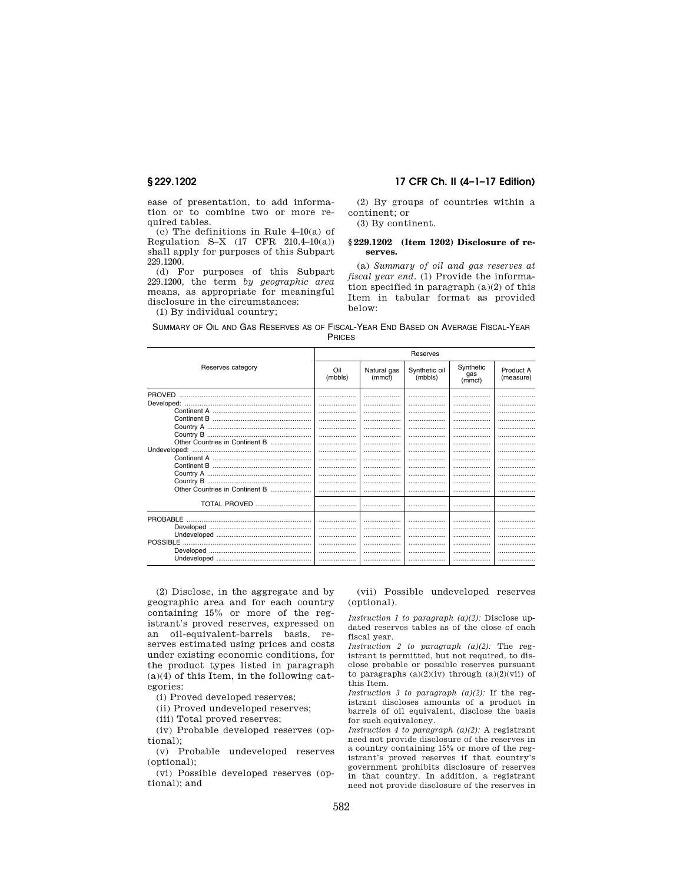ease of presentation, to add information or to combine two or more required tables.

(c) The definitions in Rule 4–10(a) of Regulation S–X (17 CFR 210.4–10(a)) shall apply for purposes of this Subpart 229.1200.

(d) For purposes of this Subpart 229.1200, the term *by geographic area* means, as appropriate for meaningful disclosure in the circumstances:

(1) By individual country;

(2) By groups of countries within a continent; or

(3) By continent.

## § 229.1202 (Item 1202) Disclosure of reserves.

(a) *Summary of oil and gas reserves at fiscal year end.* (1) Provide the information specified in paragraph (a)(2) of this Item in tabular format as provided below:

SUMMARY OF OIL AND GAS RESERVES AS OF FISCAL-YEAR END BASED ON AVERAGE FISCAL-YEAR PRICES

| Reserves category | Reserves | | | | |
|---|---|---|---|---|---|
| | Oil (mbbls) | Natural gas (mmcf) | Synthetic oil (mbbls) | Synthetic gas (mmcf) | Product A (measure) |
| PROVED | | | | | |
| Developed: | | | | | |
| Continent A | | | | | |
| Continent B | | | | | |
| Country A | | | | | |
| Country B | | | | | |
| Other Countries in Continent B | | | | | |
| Undeveloped: | | | | | |
| Continent A | | | | | |
| Continent B | | | | | |
| Country A | | | | | |
| Country B | | | | | |
| Other Countries in Continent B | | | | | |
| TOTAL PROVED | | | | | |
| PROBABLE | | | | | |
| Developed | | | | | |
| Undeveloped | | | | | |
| POSSIBLE | | | | | |
| Developed | | | | | |
| Undeveloped | | | | | |

(2) Disclose, in the aggregate and by geographic area and for each country containing 15% or more of the registrant's proved reserves, expressed on an oil-equivalent-barrels basis, reserves estimated using prices and costs under existing economic conditions, for the product types listed in paragraph (a)(4) of this Item, in the following categories:

(i) Proved developed reserves;

(ii) Proved undeveloped reserves;

(iii) Total proved reserves;

(iv) Probable developed reserves (optional);

(v) Probable undeveloped reserves (optional);

(vi) Possible developed reserves (optional); and

(vii) Possible undeveloped reserves (optional).

*Instruction 1 to paragraph (a)(2):* Disclose updated reserves tables as of the close of each fiscal year.

*Instruction 2 to paragraph (a)(2):* The registrant is permitted, but not required, to disclose probable or possible reserves pursuant to paragraphs (a)(2)(iv) through (a)(2)(vii) of this Item.

*Instruction 3 to paragraph (a)(2):* If the registrant discloses amounts of a product in barrels of oil equivalent, disclose the basis for such equivalency.

*Instruction 4 to paragraph (a)(2):* A registrant need not provide disclosure of the reserves in a country containing 15% or more of the registrant's proved reserves if that country's government prohibits disclosure of reserves in that country. In addition, a registrant need not provide disclosure of the reserves in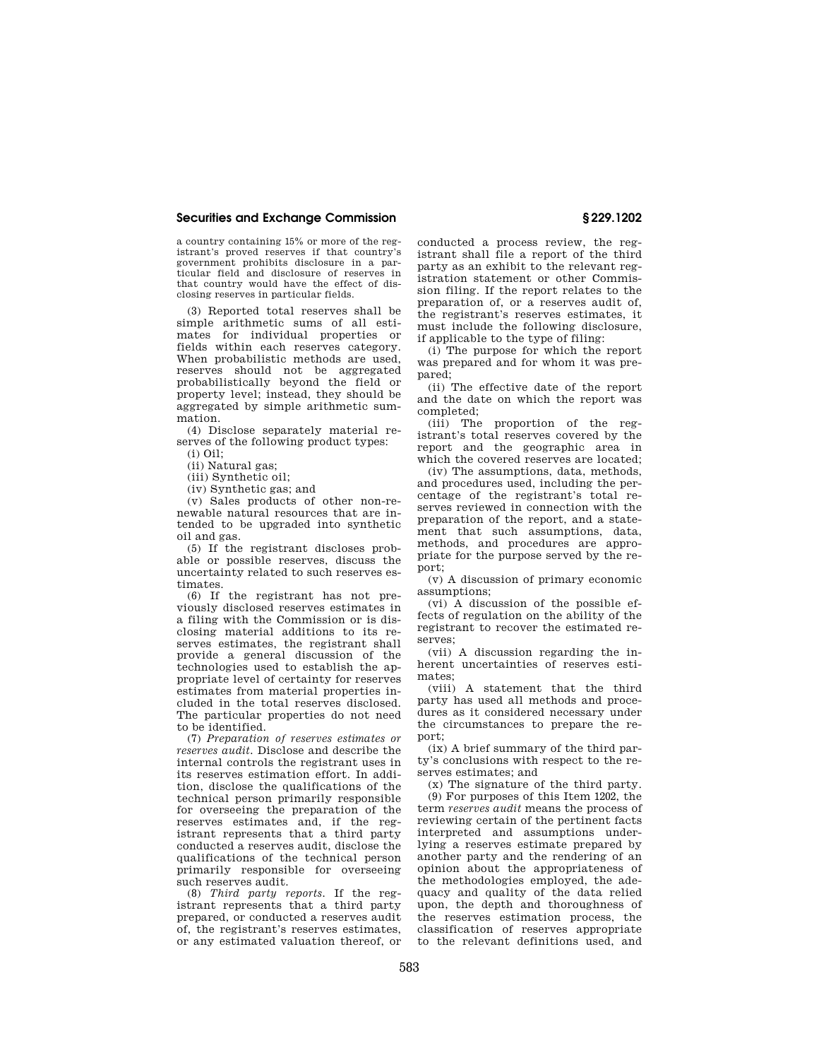a country containing 15% or more of the registrant's proved reserves if that country's government prohibits disclosure in a particular field and disclosure of reserves in that country would have the effect of disclosing reserves in particular fields.

(3) Reported total reserves shall be simple arithmetic sums of all estimates for individual properties or fields within each reserves category. When probabilistic methods are used, reserves should not be aggregated probabilistically beyond the field or property level; instead, they should be aggregated by simple arithmetic summation.

(4) Disclose separately material reserves of the following product types:

(i) Oil;

(ii) Natural gas;

(iii) Synthetic oil;

(iv) Synthetic gas; and

(v) Sales products of other non-renewable natural resources that are intended to be upgraded into synthetic oil and gas.

(5) If the registrant discloses probable or possible reserves, discuss the uncertainty related to such reserves estimates.

(6) If the registrant has not previously disclosed reserves estimates in a filing with the Commission or is disclosing material additions to its reserves estimates, the registrant shall provide a general discussion of the technologies used to establish the appropriate level of certainty for reserves estimates from material properties included in the total reserves disclosed. The particular properties do not need to be identified.

(7) *Preparation of reserves estimates or reserves audit.* Disclose and describe the internal controls the registrant uses in its reserves estimation effort. In addition, disclose the qualifications of the technical person primarily responsible for overseeing the preparation of the reserves estimates and, if the registrant represents that a third party conducted a reserves audit, disclose the qualifications of the technical person primarily responsible for overseeing such reserves audit.

(8) *Third party reports.* If the registrant represents that a third party prepared, or conducted a reserves audit of, the registrant's reserves estimates, or any estimated valuation thereof, or conducted a process review, the registrant shall file a report of the third party as an exhibit to the relevant registration statement or other Commission filing. If the report relates to the preparation of, or a reserves audit of, the registrant's reserves estimates, it must include the following disclosure, if applicable to the type of filing:

(i) The purpose for which the report was prepared and for whom it was prepared;

(ii) The effective date of the report and the date on which the report was completed;

(iii) The proportion of the registrant's total reserves covered by the report and the geographic area in which the covered reserves are located;

(iv) The assumptions, data, methods, and procedures used, including the percentage of the registrant's total reserves reviewed in connection with the preparation of the report, and a statement that such assumptions, data, methods, and procedures are appropriate for the purpose served by the report;

(v) A discussion of primary economic assumptions;

(vi) A discussion of the possible effects of regulation on the ability of the registrant to recover the estimated reserves;

(vii) A discussion regarding the inherent uncertainties of reserves estimates;

(viii) A statement that the third party has used all methods and procedures as it considered necessary under the circumstances to prepare the report;

(ix) A brief summary of the third party's conclusions with respect to the reserves estimates; and

(x) The signature of the third party.

(9) For purposes of this Item 1202, the term *reserves audit* means the process of reviewing certain of the pertinent facts interpreted and assumptions underlying a reserves estimate prepared by another party and the rendering of an opinion about the appropriateness of the methodologies employed, the adequacy and quality of the data relied upon, the depth and thoroughness of the reserves estimation process, the classification of reserves appropriate to the relevant definitions used, and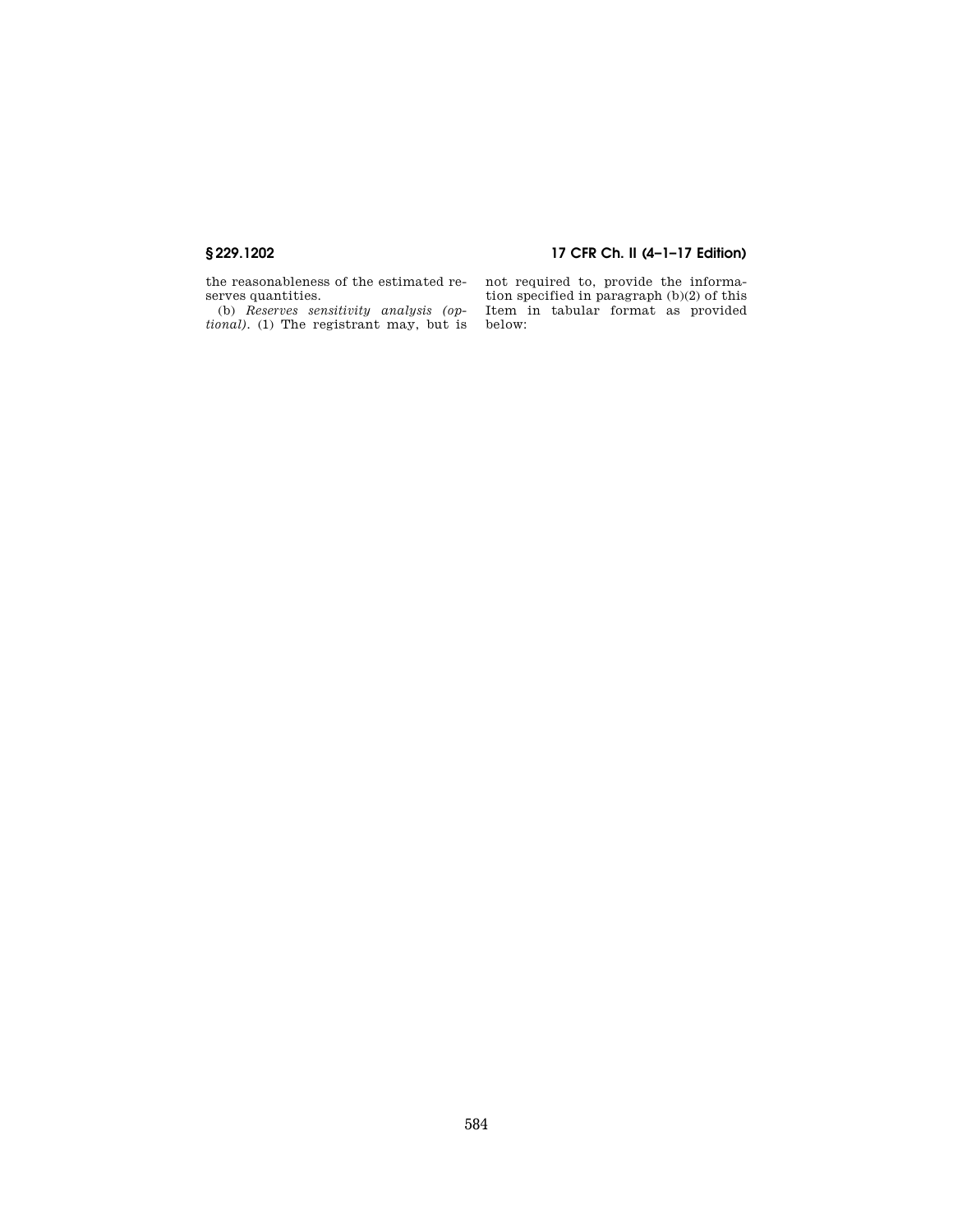the reasonableness of the estimated reserves quantities.

(b) *Reserves sensitivity analysis (optional).* (1) The registrant may, but is not required to, provide the information specified in paragraph (b)(2) of this Item in tabular format as provided below: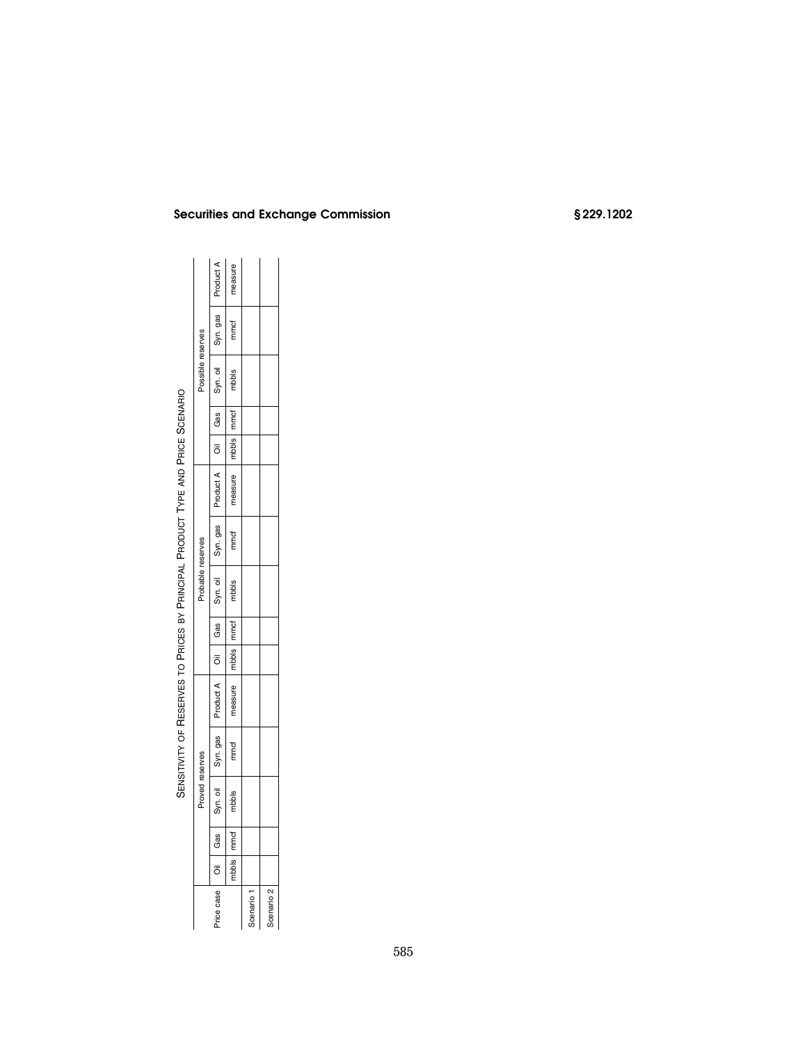SENSITIVITY OF RESERVES TO PRICES BY PRINCIPAL PRODUCT TYPE AND PRICE SCENARIO

| Price case | Proved reserves | | | | | Probable reserves | | | | | Possible reserves | | | | |
|---|---|---|---|---|---|---|---|---|---|---|---|---|---|---|---|
| | Oil | Gas | Syn. oil | Syn. gas | Product A | Oil | Gas | Syn. oil | Syn. gas | Product A | Oil | Gas | Syn. oil | Syn. gas | Product A |
| | mbbls | mmcf | mbbls | mmcf | measure | mbbls | mmcf | mbbls | mmcf | measure | mbbls | mmcf | mbbls | mmcf | measure |
| Scenario 1 | | | | | | | | | | | | | | | |
| Scenario 2 | | | | | | | | | | | | | | | |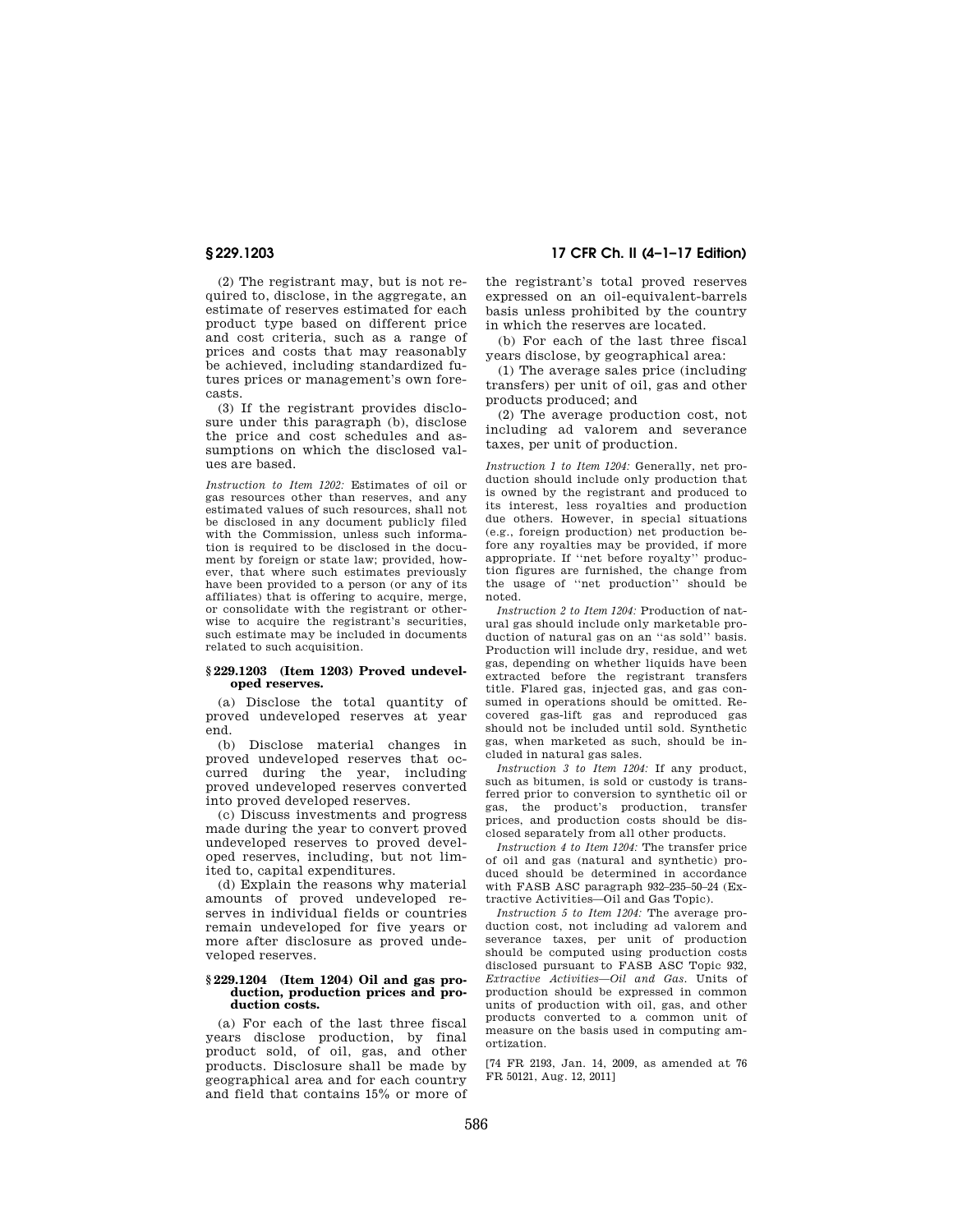(2) The registrant may, but is not required to, disclose, in the aggregate, an estimate of reserves estimated for each product type based on different price and cost criteria, such as a range of prices and costs that may reasonably be achieved, including standardized futures prices or management's own forecasts.

(3) If the registrant provides disclosure under this paragraph (b), disclose the price and cost schedules and assumptions on which the disclosed values are based.

*Instruction to Item 1202:* Estimates of oil or gas resources other than reserves, and any estimated values of such resources, shall not be disclosed in any document publicly filed with the Commission, unless such information is required to be disclosed in the document by foreign or state law; provided, however, that where such estimates previously have been provided to a person (or any of its affiliates) that is offering to acquire, merge, or consolidate with the registrant or otherwise to acquire the registrant's securities, such estimate may be included in documents related to such acquisition.

### § 229.1203 (Item 1203) Proved undeveloped reserves.

(a) Disclose the total quantity of proved undeveloped reserves at year end.

(b) Disclose material changes in proved undeveloped reserves that occurred during the year, including proved undeveloped reserves converted into proved developed reserves.

(c) Discuss investments and progress made during the year to convert proved undeveloped reserves to proved developed reserves, including, but not limited to, capital expenditures.

(d) Explain the reasons why material amounts of proved undeveloped reserves in individual fields or countries remain undeveloped for five years or more after disclosure as proved undeveloped reserves.

### § 229.1204 (Item 1204) Oil and gas production, production prices and production costs.

(a) For each of the last three fiscal years disclose production, by final product sold, of oil, gas, and other products. Disclosure shall be made by geographical area and for each country and field that contains 15% or more of the registrant's total proved reserves expressed on an oil-equivalent-barrels basis unless prohibited by the country in which the reserves are located.

(b) For each of the last three fiscal years disclose, by geographical area:

(1) The average sales price (including transfers) per unit of oil, gas and other products produced; and

(2) The average production cost, not including ad valorem and severance taxes, per unit of production.

*Instruction 1 to Item 1204:* Generally, net production should include only production that is owned by the registrant and produced to its interest, less royalties and production due others. However, in special situations (e.g., foreign production) net production before any royalties may be provided, if more appropriate. If ''net before royalty'' production figures are furnished, the change from the usage of ''net production'' should be noted.

*Instruction 2 to Item 1204:* Production of natural gas should include only marketable production of natural gas on an ''as sold'' basis. Production will include dry, residue, and wet gas, depending on whether liquids have been extracted before the registrant transfers title. Flared gas, injected gas, and gas consumed in operations should be omitted. Recovered gas-lift gas and reproduced gas should not be included until sold. Synthetic gas, when marketed as such, should be included in natural gas sales.

*Instruction 3 to Item 1204:* If any product, such as bitumen, is sold or custody is transferred prior to conversion to synthetic oil or gas, the product's production, transfer prices, and production costs should be disclosed separately from all other products.

*Instruction 4 to Item 1204:* The transfer price of oil and gas (natural and synthetic) produced should be determined in accordance with FASB ASC paragraph 932–235–50–24 (Extractive Activities—Oil and Gas Topic).

*Instruction 5 to Item 1204:* The average production cost, not including ad valorem and severance taxes, per unit of production should be computed using production costs disclosed pursuant to FASB ASC Topic 932, *Extractive Activities—Oil and Gas.* Units of production should be expressed in common units of production with oil, gas, and other products converted to a common unit of measure on the basis used in computing amortization.

[74 FR 2193, Jan. 14, 2009, as amended at 76 FR 50121, Aug. 12, 2011]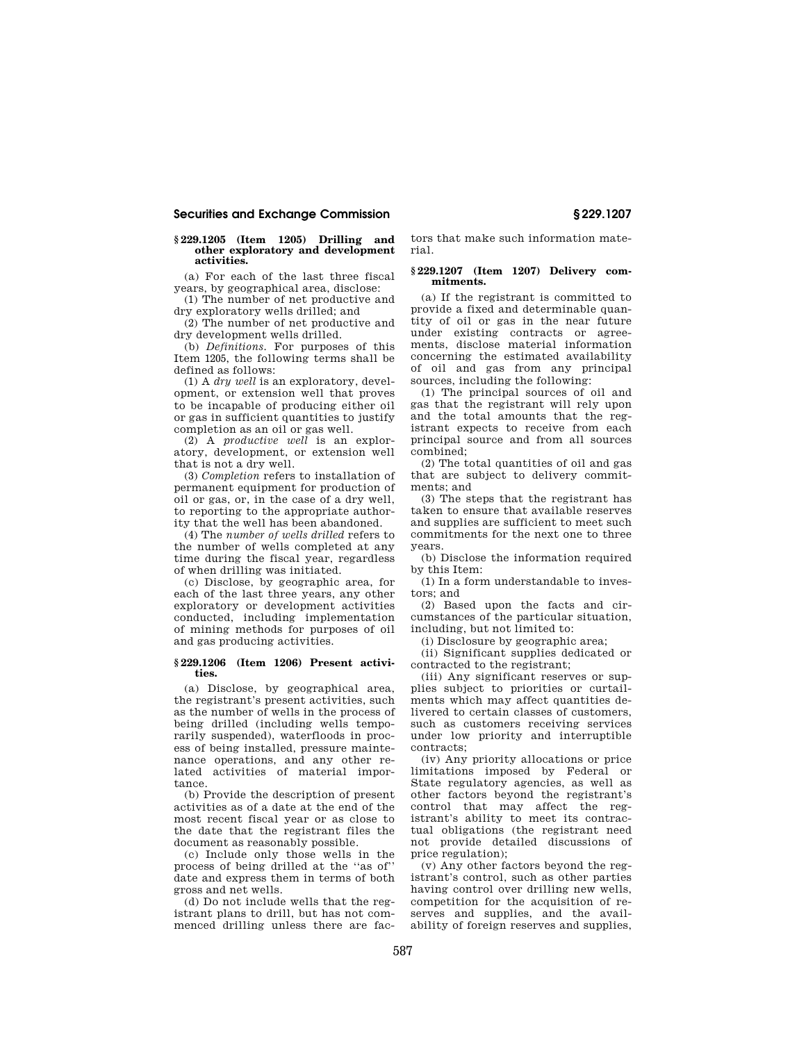### § 229.1205 (Item 1205) Drilling and other exploratory and development activities.

(a) For each of the last three fiscal years, by geographical area, disclose:

(1) The number of net productive and dry exploratory wells drilled; and

(2) The number of net productive and dry development wells drilled.

(b) *Definitions.* For purposes of this Item 1205, the following terms shall be defined as follows:

(1) A *dry well* is an exploratory, development, or extension well that proves to be incapable of producing either oil or gas in sufficient quantities to justify completion as an oil or gas well.

(2) A *productive well* is an exploratory, development, or extension well that is not a dry well.

(3) *Completion* refers to installation of permanent equipment for production of oil or gas, or, in the case of a dry well, to reporting to the appropriate authority that the well has been abandoned.

(4) The *number of wells drilled* refers to the number of wells completed at any time during the fiscal year, regardless of when drilling was initiated.

(c) Disclose, by geographic area, for each of the last three years, any other exploratory or development activities conducted, including implementation of mining methods for purposes of oil and gas producing activities.

### § 229.1206 (Item 1206) Present activities.

(a) Disclose, by geographical area, the registrant's present activities, such as the number of wells in the process of being drilled (including wells temporarily suspended), waterfloods in process of being installed, pressure maintenance operations, and any other related activities of material importance.

(b) Provide the description of present activities as of a date at the end of the most recent fiscal year or as close to the date that the registrant files the document as reasonably possible.

(c) Include only those wells in the process of being drilled at the ''as of'' date and express them in terms of both gross and net wells.

(d) Do not include wells that the registrant plans to drill, but has not commenced drilling unless there are factors that make such information material.

### § 229.1207 (Item 1207) Delivery commitments.

(a) If the registrant is committed to provide a fixed and determinable quantity of oil or gas in the near future under existing contracts or agreements, disclose material information concerning the estimated availability of oil and gas from any principal sources, including the following:

(1) The principal sources of oil and gas that the registrant will rely upon and the total amounts that the registrant expects to receive from each principal source and from all sources combined;

(2) The total quantities of oil and gas that are subject to delivery commitments; and

(3) The steps that the registrant has taken to ensure that available reserves and supplies are sufficient to meet such commitments for the next one to three years.

(b) Disclose the information required by this Item:

(1) In a form understandable to investors; and

(2) Based upon the facts and circumstances of the particular situation, including, but not limited to:

(i) Disclosure by geographic area;

(ii) Significant supplies dedicated or contracted to the registrant;

(iii) Any significant reserves or supplies subject to priorities or curtailments which may affect quantities delivered to certain classes of customers, such as customers receiving services under low priority and interruptible contracts;

(iv) Any priority allocations or price limitations imposed by Federal or State regulatory agencies, as well as other factors beyond the registrant's control that may affect the registrant's ability to meet its contractual obligations (the registrant need not provide detailed discussions of price regulation);

(v) Any other factors beyond the registrant's control, such as other parties having control over drilling new wells, competition for the acquisition of reserves and supplies, and the availability of foreign reserves and supplies,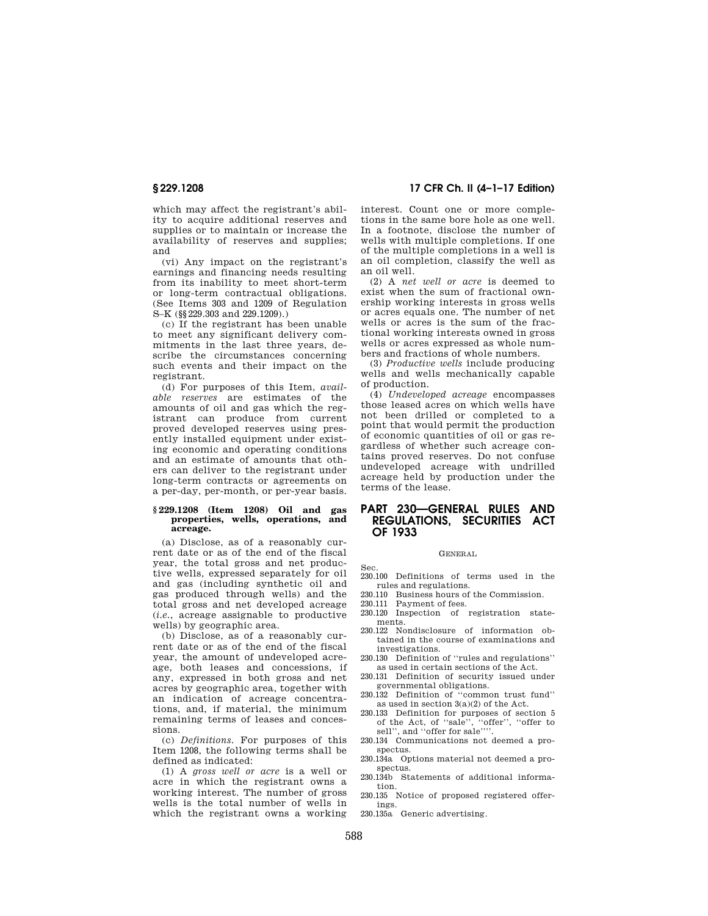which may affect the registrant's ability to acquire additional reserves and supplies or to maintain or increase the availability of reserves and supplies; and

(vi) Any impact on the registrant's earnings and financing needs resulting from its inability to meet short-term or long-term contractual obligations. (See Items 303 and 1209 of Regulation S–K (§§229.303 and 229.1209).)

(c) If the registrant has been unable to meet any significant delivery commitments in the last three years, describe the circumstances concerning such events and their impact on the registrant.

(d) For purposes of this Item, *available reserves* are estimates of the amounts of oil and gas which the registrant can produce from current proved developed reserves using presently installed equipment under existing economic and operating conditions and an estimate of amounts that others can deliver to the registrant under long-term contracts or agreements on a per-day, per-month, or per-year basis.

#### §229.1208 (Item 1208) Oil and gas properties, wells, operations, and acreage.

(a) Disclose, as of a reasonably current date or as of the end of the fiscal year, the total gross and net productive wells, expressed separately for oil and gas (including synthetic oil and gas produced through wells) and the total gross and net developed acreage (*i.e.*, acreage assignable to productive wells) by geographic area.

(b) Disclose, as of a reasonably current date or as of the end of the fiscal year, the amount of undeveloped acreage, both leases and concessions, if any, expressed in both gross and net acres by geographic area, together with an indication of acreage concentrations, and, if material, the minimum remaining terms of leases and concessions.

(c) *Definitions.* For purposes of this Item 1208, the following terms shall be defined as indicated:

(1) A *gross well or acre* is a well or acre in which the registrant owns a working interest. The number of gross wells is the total number of wells in which the registrant owns a working interest. Count one or more completions in the same bore hole as one well. In a footnote, disclose the number of wells with multiple completions. If one of the multiple completions in a well is an oil completion, classify the well as an oil well.

(2) A *net well or acre* is deemed to exist when the sum of fractional ownership working interests in gross wells or acres equals one. The number of net wells or acres is the sum of the fractional working interests owned in gross wells or acres expressed as whole numbers and fractions of whole numbers.

(3) *Productive wells* include producing wells and wells mechanically capable of production.

(4) *Undeveloped acreage* encompasses those leased acres on which wells have not been drilled or completed to a point that would permit the production of economic quantities of oil or gas regardless of whether such acreage contains proved reserves. Do not confuse undeveloped acreage with undrilled acreage held by production under the terms of the lease.

## PART 230—GENERAL RULES AND REGULATIONS, SECURITIES ACT OF 1933

GENERAL

Sec.
230.100 Definitions of terms used in the rules and regulations.
230.110 Business hours of the Commission.
230.111 Payment of fees.
230.120 Inspection of registration statements.
230.122 Nondisclosure of information obtained in the course of examinations and investigations.
230.130 Definition of "rules and regulations" as used in certain sections of the Act.
230.131 Definition of security issued under governmental obligations.
230.132 Definition of "common trust fund" as used in section 3(a)(2) of the Act.
230.133 Definition for purposes of section 5 of the Act, of "sale", "offer", "offer to sell", and "offer for sale"".
230.134 Communications not deemed a prospectus.
230.134a Options material not deemed a prospectus.
230.134b Statements of additional information.
230.135 Notice of proposed registered offerings.
230.135a Generic advertising.